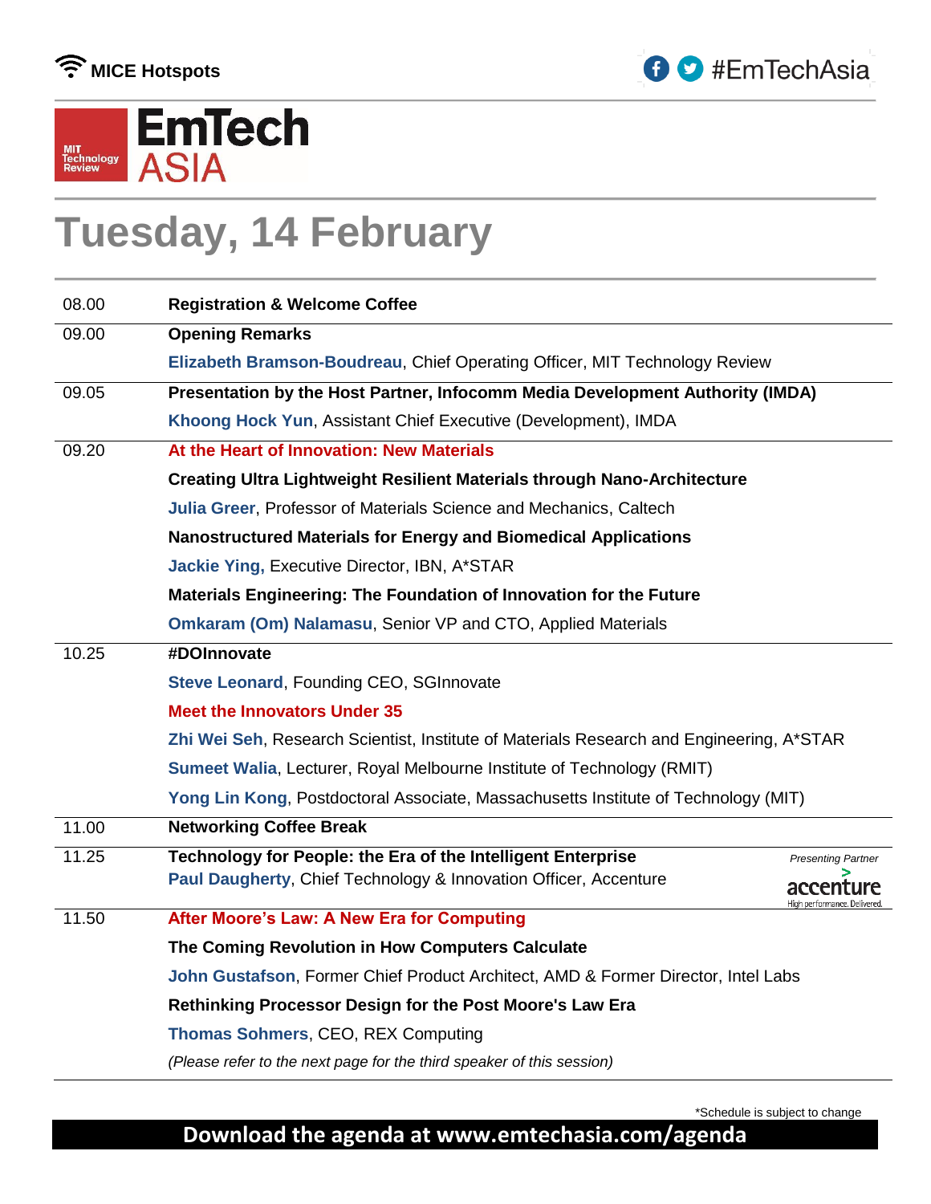MICE Hotspots

#EmTechAsia

# EmTech ASIA

MIT Technology Review

# Tuesday, 14 February

| | |
|---|---|
| 08.00 | **Registration & Welcome Coffee** |
| 09.00 | **Opening Remarks**<br>**Elizabeth Bramson-Boudreau**, Chief Operating Officer, MIT Technology Review |
| 09.05 | **Presentation by the Host Partner, Infocomm Media Development Authority (IMDA)**<br>**Khoong Hock Yun**, Assistant Chief Executive (Development), IMDA |
| 09.20 | **At the Heart of Innovation: New Materials**<br>**Creating Ultra Lightweight Resilient Materials through Nano-Architecture**<br>**Julia Greer**, Professor of Materials Science and Mechanics, Caltech<br>**Nanostructured Materials for Energy and Biomedical Applications**<br>**Jackie Ying,** Executive Director, IBN, A*STAR<br>**Materials Engineering: The Foundation of Innovation for the Future**<br>**Omkaram (Om) Nalamasu**, Senior VP and CTO, Applied Materials |
| 10.25 | **#DOInnovate**<br>**Steve Leonard**, Founding CEO, SGInnovate<br>**Meet the Innovators Under 35**<br>**Zhi Wei Seh**, Research Scientist, Institute of Materials Research and Engineering, A*STAR<br>**Sumeet Walia**, Lecturer, Royal Melbourne Institute of Technology (RMIT)<br>**Yong Lin Kong**, Postdoctoral Associate, Massachusetts Institute of Technology (MIT) |
| 11.00 | **Networking Coffee Break** |
| 11.25 | **Technology for People: the Era of the Intelligent Enterprise**<br>**Paul Daugherty**, Chief Technology & Innovation Officer, Accenture<br>*Presenting Partner* accenture — High performance. Delivered. |
| 11.50 | **After Moore's Law: A New Era for Computing**<br>**The Coming Revolution in How Computers Calculate**<br>**John Gustafson**, Former Chief Product Architect, AMD & Former Director, Intel Labs<br>**Rethinking Processor Design for the Post Moore's Law Era**<br>**Thomas Sohmers**, CEO, REX Computing<br>*(Please refer to the next page for the third speaker of this session)* |

*Schedule is subject to change

**Download the agenda at www.emtechasia.com/agenda**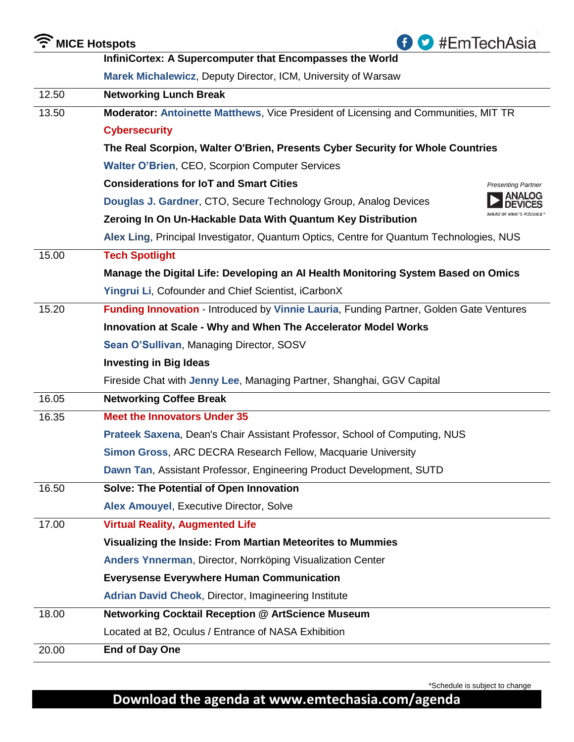| | |
|---|---|
| | **InfiniCortex: A Supercomputer that Encompasses the World** |
| | **Marek Michalewicz**, Deputy Director, ICM, University of Warsaw |
| 12.50 | **Networking Lunch Break** |
| 13.50 | **Moderator: Antoinette Matthews**, Vice President of Licensing and Communities, MIT TR |
| | **Cybersecurity** |
| | **The Real Scorpion, Walter O'Brien, Presents Cyber Security for Whole Countries** |
| | **Walter O'Brien**, CEO, Scorpion Computer Services |
| | **Considerations for IoT and Smart Cities** *Presenting Partner* ANALOG DEVICES AHEAD OF WHAT'S POSSIBLE™ |
| | **Douglas J. Gardner**, CTO, Secure Technology Group, Analog Devices |
| | **Zeroing In On Un-Hackable Data With Quantum Key Distribution** |
| | **Alex Ling**, Principal Investigator, Quantum Optics, Centre for Quantum Technologies, NUS |
| 15.00 | **Tech Spotlight** |
| | **Manage the Digital Life: Developing an AI Health Monitoring System Based on Omics** |
| | **Yingrui Li**, Cofounder and Chief Scientist, iCarbonX |
| 15.20 | **Funding Innovation** - Introduced by **Vinnie Lauria**, Funding Partner, Golden Gate Ventures |
| | **Innovation at Scale - Why and When The Accelerator Model Works** |
| | **Sean O'Sullivan**, Managing Director, SOSV |
| | **Investing in Big Ideas** |
| | Fireside Chat with **Jenny Lee**, Managing Partner, Shanghai, GGV Capital |
| 16.05 | **Networking Coffee Break** |
| 16.35 | **Meet the Innovators Under 35** |
| | **Prateek Saxena**, Dean's Chair Assistant Professor, School of Computing, NUS |
| | **Simon Gross**, ARC DECRA Research Fellow, Macquarie University |
| | **Dawn Tan**, Assistant Professor, Engineering Product Development, SUTD |
| 16.50 | **Solve: The Potential of Open Innovation** |
| | **Alex Amouyel**, Executive Director, Solve |
| 17.00 | **Virtual Reality, Augmented Life** |
| | **Visualizing the Inside: From Martian Meteorites to Mummies** |
| | **Anders Ynnerman**, Director, Norrköping Visualization Center |
| | **Everysense Everywhere Human Communication** |
| | **Adrian David Cheok**, Director, Imagineering Institute |
| 18.00 | **Networking Cocktail Reception @ ArtScience Museum** |
| | Located at B2, Oculus / Entrance of NASA Exhibition |
| 20.00 | **End of Day One** |

*Schedule is subject to change

**Download the agenda at www.emtechasia.com/agenda**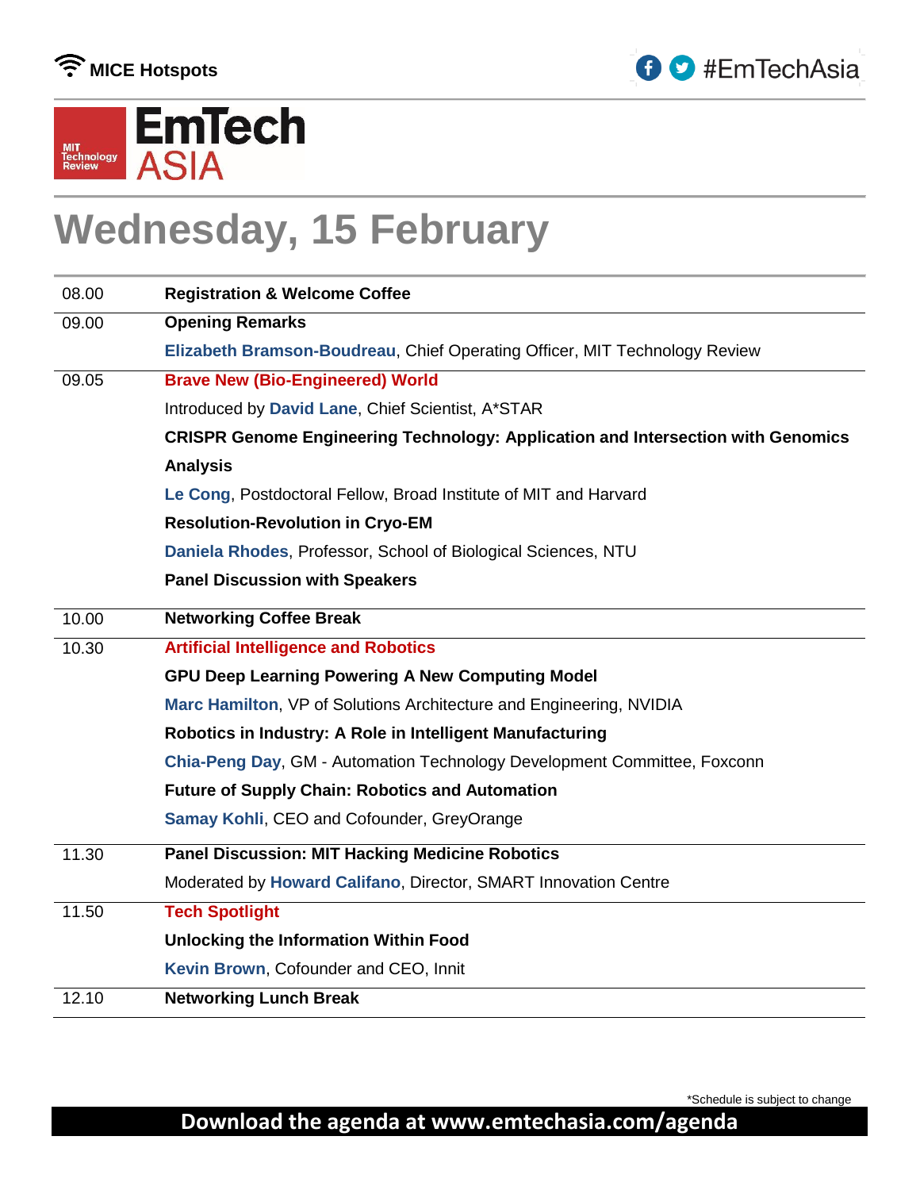MICE Hotspots

#EmTechAsia

MIT Technology Review

# EmTech ASIA

## Wednesday, 15 February

| | |
|---|---|
| 08.00 | **Registration & Welcome Coffee** |
| 09.00 | **Opening Remarks**<br>**Elizabeth Bramson-Boudreau**, Chief Operating Officer, MIT Technology Review |
| 09.05 | **Brave New (Bio-Engineered) World**<br>Introduced by **David Lane**, Chief Scientist, A*STAR<br>**CRISPR Genome Engineering Technology: Application and Intersection with Genomics Analysis**<br>**Le Cong**, Postdoctoral Fellow, Broad Institute of MIT and Harvard<br>**Resolution-Revolution in Cryo-EM**<br>**Daniela Rhodes**, Professor, School of Biological Sciences, NTU<br>**Panel Discussion with Speakers** |
| 10.00 | **Networking Coffee Break** |
| 10.30 | **Artificial Intelligence and Robotics**<br>**GPU Deep Learning Powering A New Computing Model**<br>**Marc Hamilton**, VP of Solutions Architecture and Engineering, NVIDIA<br>**Robotics in Industry: A Role in Intelligent Manufacturing**<br>**Chia-Peng Day**, GM - Automation Technology Development Committee, Foxconn<br>**Future of Supply Chain: Robotics and Automation**<br>**Samay Kohli**, CEO and Cofounder, GreyOrange |
| 11.30 | **Panel Discussion: MIT Hacking Medicine Robotics**<br>Moderated by **Howard Califano**, Director, SMART Innovation Centre |
| 11.50 | **Tech Spotlight**<br>**Unlocking the Information Within Food**<br>**Kevin Brown**, Cofounder and CEO, Innit |
| 12.10 | **Networking Lunch Break** |

*Schedule is subject to change

**Download the agenda at www.emtechasia.com/agenda**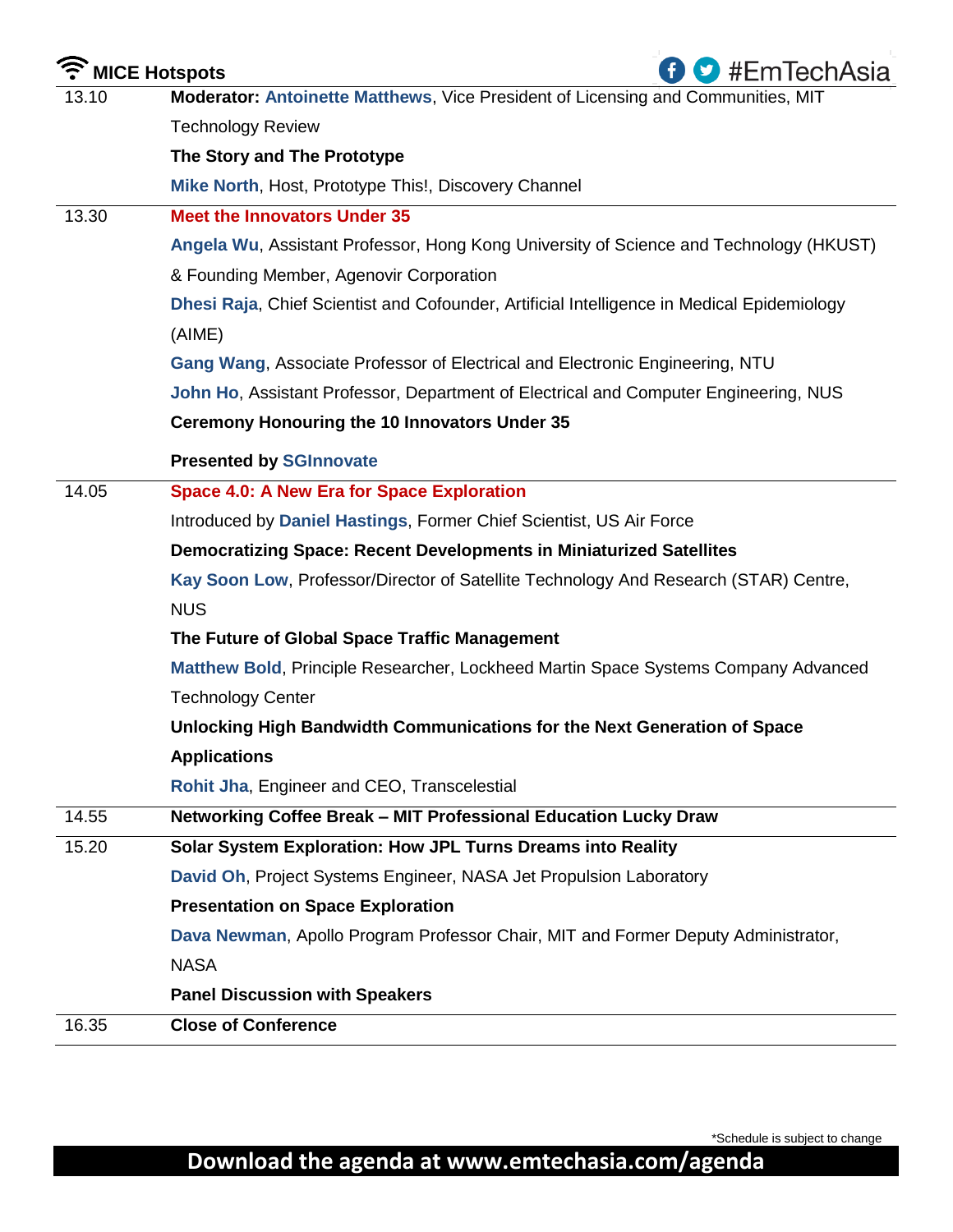| | |
|---|---|
| 13.10 | **Moderator: Antoinette Matthews**, Vice President of Licensing and Communities, MIT Technology Review<br>**The Story and The Prototype**<br>**Mike North**, Host, Prototype This!, Discovery Channel |
| 13.30 | **Meet the Innovators Under 35**<br>**Angela Wu**, Assistant Professor, Hong Kong University of Science and Technology (HKUST) & Founding Member, Agenovir Corporation<br>**Dhesi Raja**, Chief Scientist and Cofounder, Artificial Intelligence in Medical Epidemiology (AIME)<br>**Gang Wang**, Associate Professor of Electrical and Electronic Engineering, NTU<br>**John Ho**, Assistant Professor, Department of Electrical and Computer Engineering, NUS<br>**Ceremony Honouring the 10 Innovators Under 35**<br>**Presented by SGInnovate** |
| 14.05 | **Space 4.0: A New Era for Space Exploration**<br>Introduced by **Daniel Hastings**, Former Chief Scientist, US Air Force<br>**Democratizing Space: Recent Developments in Miniaturized Satellites**<br>**Kay Soon Low**, Professor/Director of Satellite Technology And Research (STAR) Centre, NUS<br>**The Future of Global Space Traffic Management**<br>**Matthew Bold**, Principle Researcher, Lockheed Martin Space Systems Company Advanced Technology Center<br>**Unlocking High Bandwidth Communications for the Next Generation of Space Applications**<br>**Rohit Jha**, Engineer and CEO, Transcelestial |
| 14.55 | **Networking Coffee Break – MIT Professional Education Lucky Draw** |
| 15.20 | **Solar System Exploration: How JPL Turns Dreams into Reality**<br>**David Oh**, Project Systems Engineer, NASA Jet Propulsion Laboratory<br>**Presentation on Space Exploration**<br>**Dava Newman**, Apollo Program Professor Chair, MIT and Former Deputy Administrator, NASA<br>**Panel Discussion with Speakers** |
| 16.35 | **Close of Conference** |

*Schedule is subject to change

**Download the agenda at www.emtechasia.com/agenda**